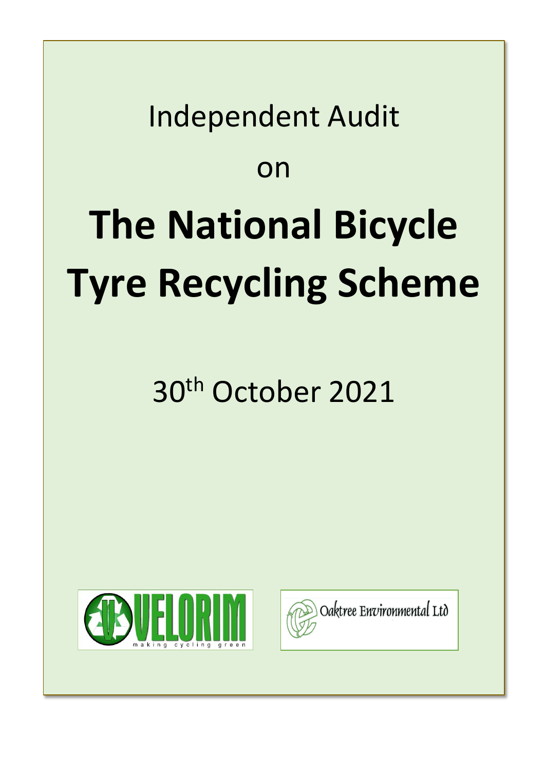Independent Audit

on

# The National Bicycle Tyre Recycling Scheme

30th October 2021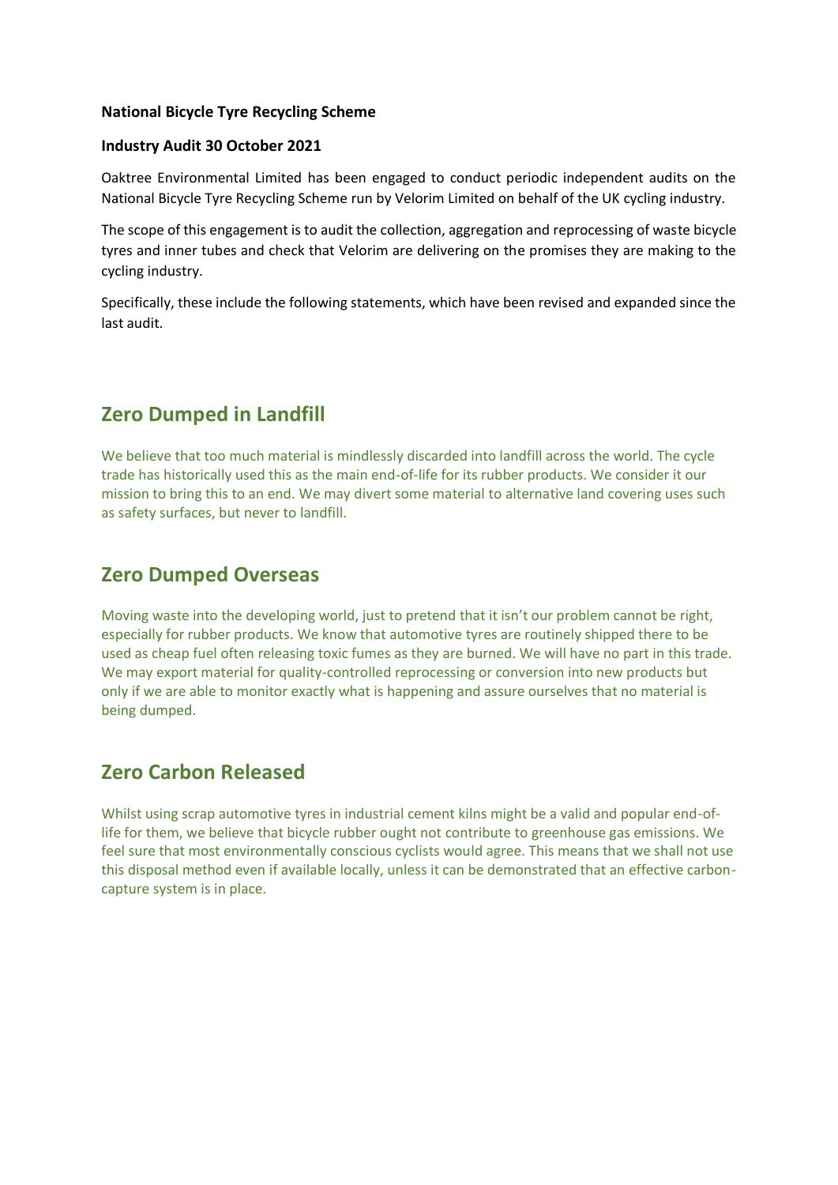**National Bicycle Tyre Recycling Scheme**

**Industry Audit 30 October 2021**

Oaktree Environmental Limited has been engaged to conduct periodic independent audits on the National Bicycle Tyre Recycling Scheme run by Velorim Limited on behalf of the UK cycling industry.

The scope of this engagement is to audit the collection, aggregation and reprocessing of waste bicycle tyres and inner tubes and check that Velorim are delivering on the promises they are making to the cycling industry.

Specifically, these include the following statements, which have been revised and expanded since the last audit.

## Zero Dumped in Landfill

We believe that too much material is mindlessly discarded into landfill across the world. The cycle trade has historically used this as the main end-of-life for its rubber products. We consider it our mission to bring this to an end. We may divert some material to alternative land covering uses such as safety surfaces, but never to landfill.

## Zero Dumped Overseas

Moving waste into the developing world, just to pretend that it isn't our problem cannot be right, especially for rubber products. We know that automotive tyres are routinely shipped there to be used as cheap fuel often releasing toxic fumes as they are burned. We will have no part in this trade. We may export material for quality-controlled reprocessing or conversion into new products but only if we are able to monitor exactly what is happening and assure ourselves that no material is being dumped.

## Zero Carbon Released

Whilst using scrap automotive tyres in industrial cement kilns might be a valid and popular end-of-life for them, we believe that bicycle rubber ought not contribute to greenhouse gas emissions. We feel sure that most environmentally conscious cyclists would agree. This means that we shall not use this disposal method even if available locally, unless it can be demonstrated that an effective carbon-capture system is in place.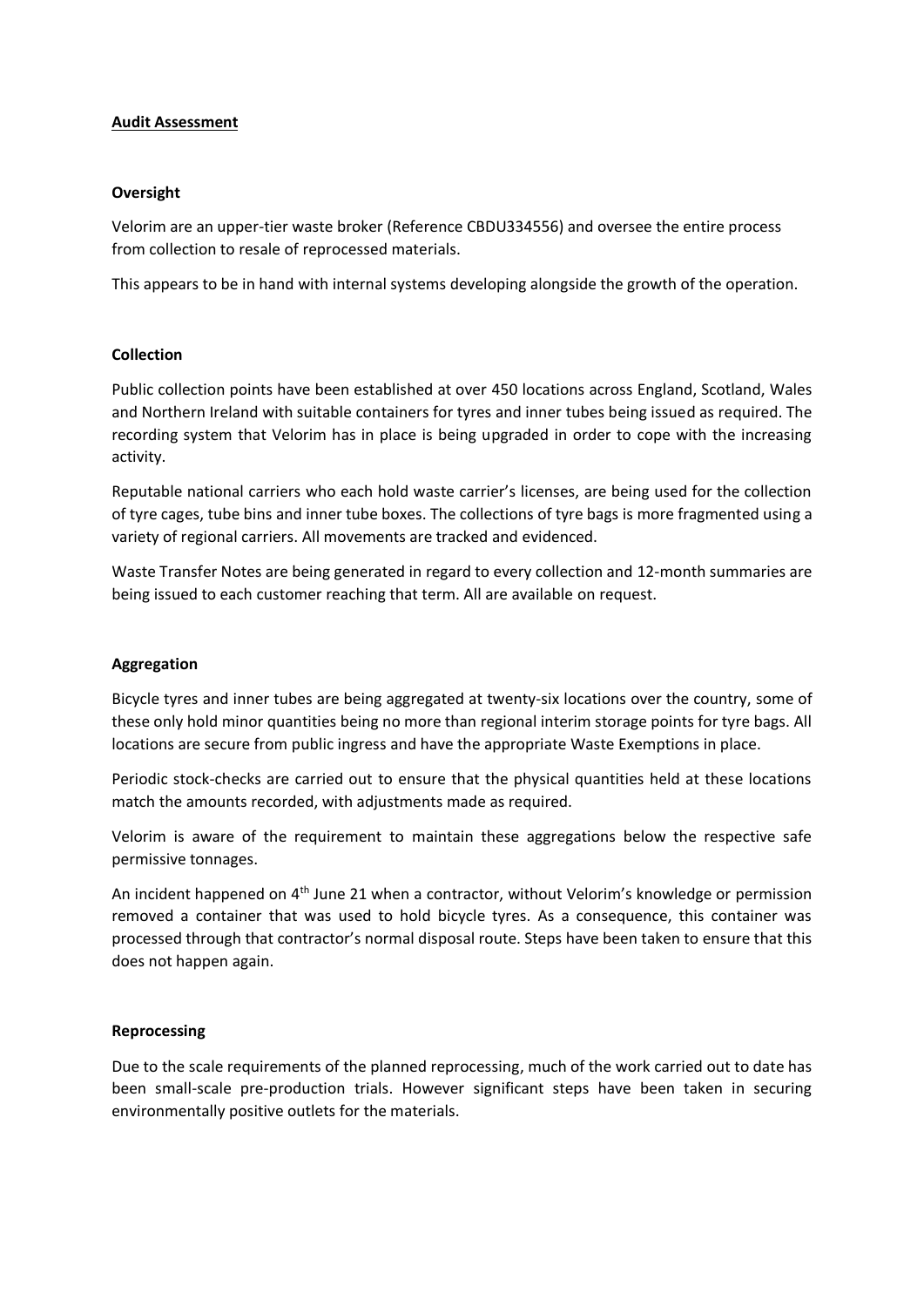**Audit Assessment**

**Oversight**

Velorim are an upper-tier waste broker (Reference CBDU334556) and oversee the entire process from collection to resale of reprocessed materials.

This appears to be in hand with internal systems developing alongside the growth of the operation.

**Collection**

Public collection points have been established at over 450 locations across England, Scotland, Wales and Northern Ireland with suitable containers for tyres and inner tubes being issued as required. The recording system that Velorim has in place is being upgraded in order to cope with the increasing activity.

Reputable national carriers who each hold waste carrier's licenses, are being used for the collection of tyre cages, tube bins and inner tube boxes. The collections of tyre bags is more fragmented using a variety of regional carriers. All movements are tracked and evidenced.

Waste Transfer Notes are being generated in regard to every collection and 12-month summaries are being issued to each customer reaching that term. All are available on request.

**Aggregation**

Bicycle tyres and inner tubes are being aggregated at twenty-six locations over the country, some of these only hold minor quantities being no more than regional interim storage points for tyre bags. All locations are secure from public ingress and have the appropriate Waste Exemptions in place.

Periodic stock-checks are carried out to ensure that the physical quantities held at these locations match the amounts recorded, with adjustments made as required.

Velorim is aware of the requirement to maintain these aggregations below the respective safe permissive tonnages.

An incident happened on 4th June 21 when a contractor, without Velorim's knowledge or permission removed a container that was used to hold bicycle tyres. As a consequence, this container was processed through that contractor's normal disposal route. Steps have been taken to ensure that this does not happen again.

**Reprocessing**

Due to the scale requirements of the planned reprocessing, much of the work carried out to date has been small-scale pre-production trials. However significant steps have been taken in securing environmentally positive outlets for the materials.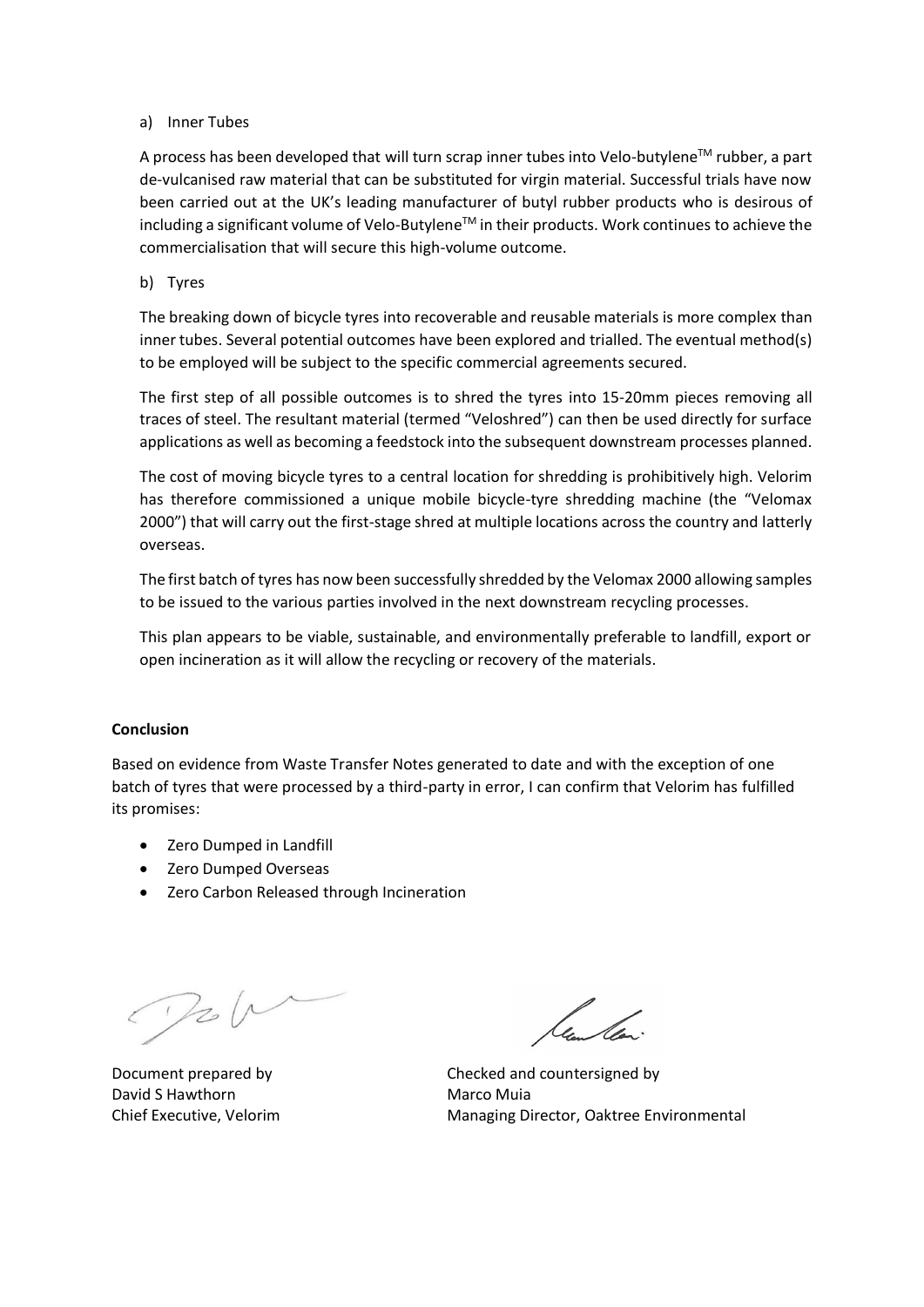a) Inner Tubes

A process has been developed that will turn scrap inner tubes into Velo-butylene$^{TM}$ rubber, a part de-vulcanised raw material that can be substituted for virgin material. Successful trials have now been carried out at the UK's leading manufacturer of butyl rubber products who is desirous of including a significant volume of Velo-Butylene$^{TM}$ in their products. Work continues to achieve the commercialisation that will secure this high-volume outcome.

b) Tyres

The breaking down of bicycle tyres into recoverable and reusable materials is more complex than inner tubes. Several potential outcomes have been explored and trialled. The eventual method(s) to be employed will be subject to the specific commercial agreements secured.

The first step of all possible outcomes is to shred the tyres into 15-20mm pieces removing all traces of steel. The resultant material (termed "Veloshred") can then be used directly for surface applications as well as becoming a feedstock into the subsequent downstream processes planned.

The cost of moving bicycle tyres to a central location for shredding is prohibitively high. Velorim has therefore commissioned a unique mobile bicycle-tyre shredding machine (the "Velomax 2000") that will carry out the first-stage shred at multiple locations across the country and latterly overseas.

The first batch of tyres has now been successfully shredded by the Velomax 2000 allowing samples to be issued to the various parties involved in the next downstream recycling processes.

This plan appears to be viable, sustainable, and environmentally preferable to landfill, export or open incineration as it will allow the recycling or recovery of the materials.

**Conclusion**

Based on evidence from Waste Transfer Notes generated to date and with the exception of one batch of tyres that were processed by a third-party in error, I can confirm that Velorim has fulfilled its promises:

- Zero Dumped in Landfill
- Zero Dumped Overseas
- Zero Carbon Released through Incineration

Document prepared by
David S Hawthorn
Chief Executive, Velorim

Checked and countersigned by
Marco Muia
Managing Director, Oaktree Environmental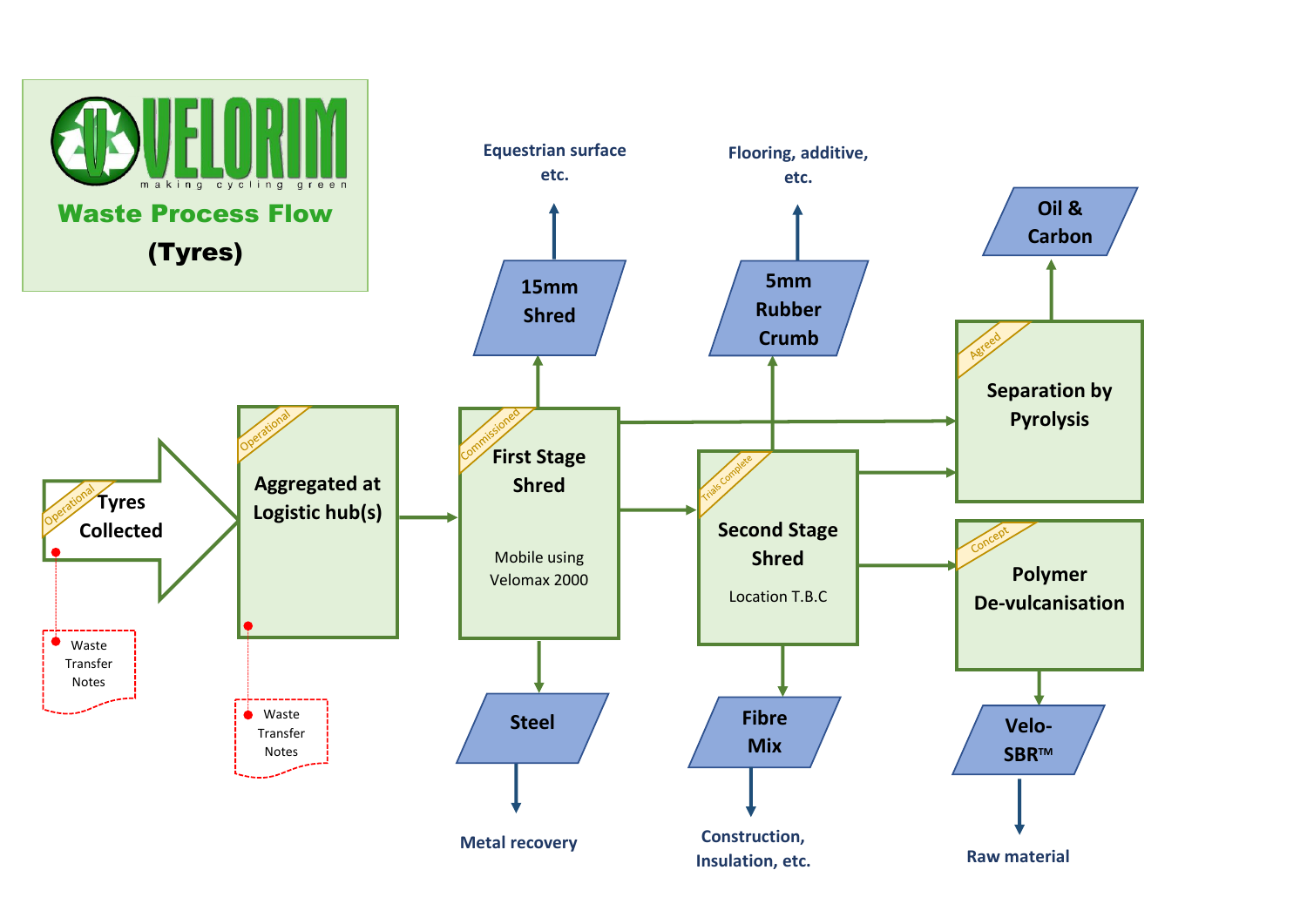# VELORIM

making cycling green

## Waste Process Flow

**(Tyres)**

- **Tyres Collected** (Operational)
  - Waste Transfer Notes
- **Aggregated at Logistic hub(s)** (Operational)
  - Waste Transfer Notes
- **First Stage Shred** (Commissioned) — Mobile using Velomax 2000
  - **15mm Shred** → Equestrian surface etc.
  - **Steel** → Metal recovery
- **Second Stage Shred** (Trials Complete) — Location T.B.C
  - **5mm Rubber Crumb** → Flooring, additive, etc.
  - **Fibre Mix** → Construction, Insulation, etc.
- **Separation by Pyrolysis** (Agreed)
  - **Oil & Carbon**
- **Polymer De-vulcanisation** (Concept)
  - **Velo-SBR™** → Raw material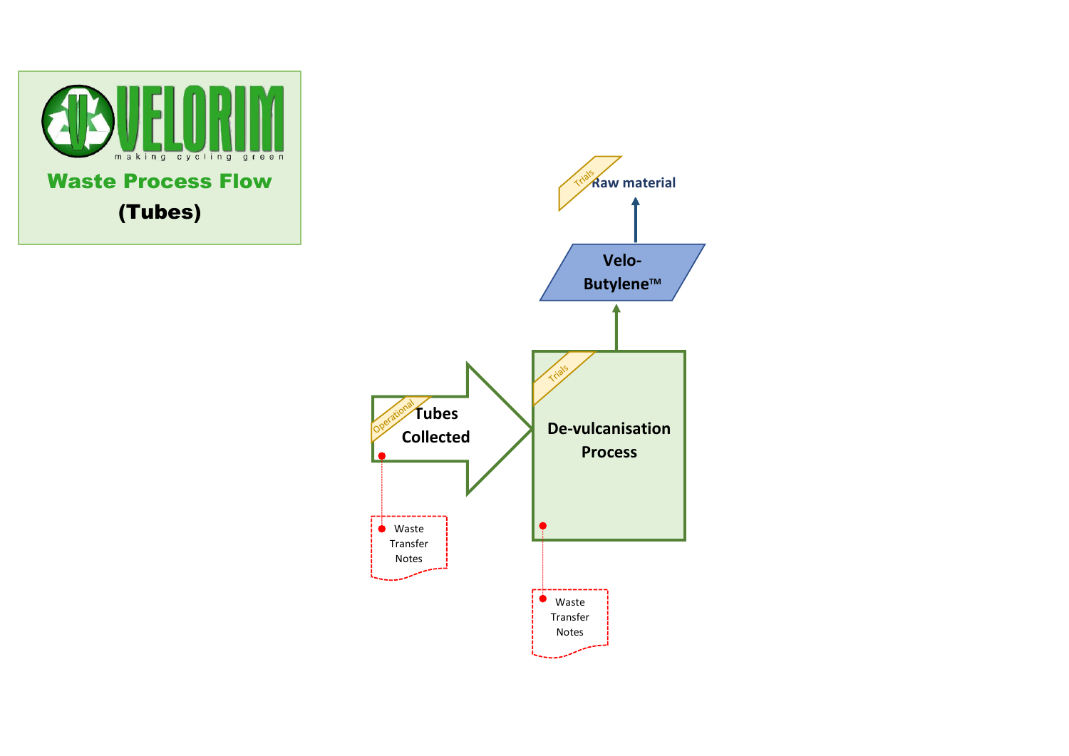VELORIM

making cycling green

# Waste Process Flow

**(Tubes)**

Raw material

Trials

Velo-Butylene™

Trials

De-vulcanisation Process

Operational

Tubes Collected

Waste Transfer Notes

Waste Transfer Notes